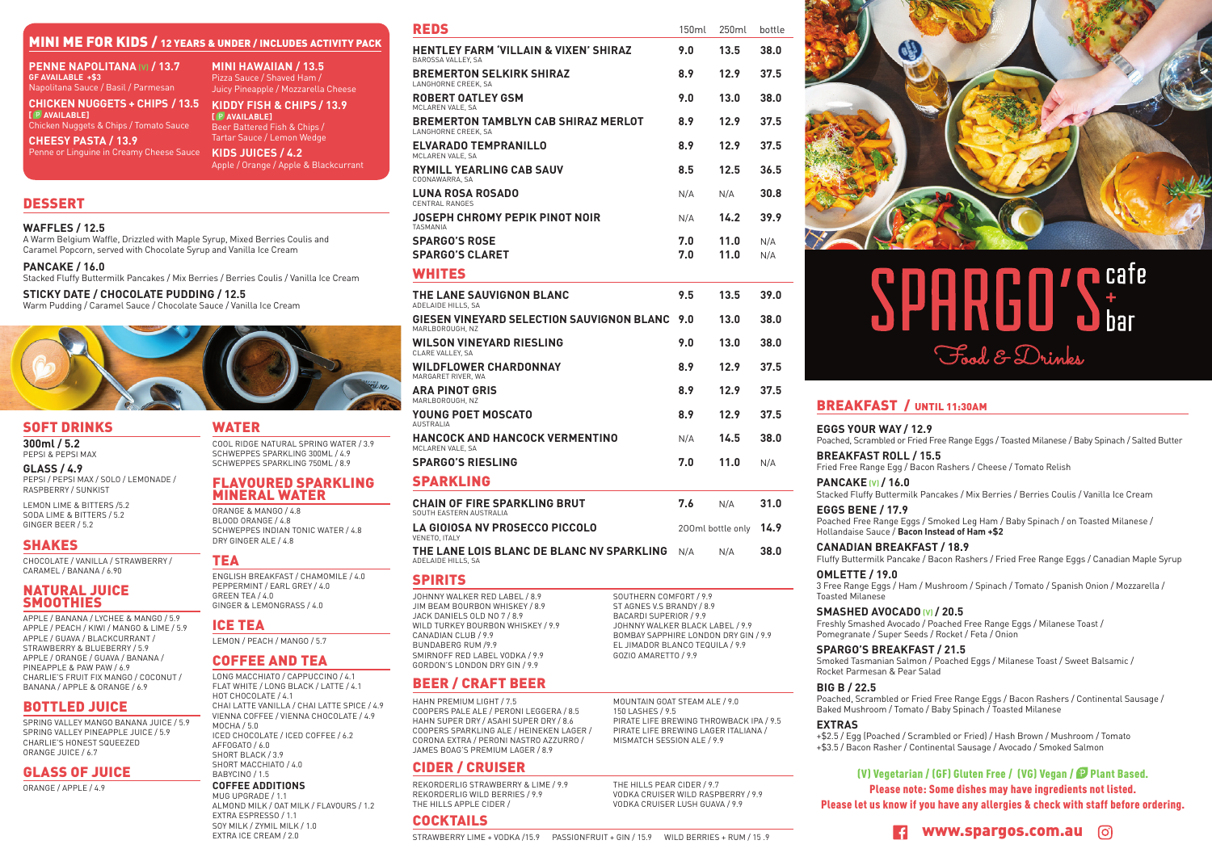# SPARGO'S cafe + bar

Food & Drinks

## MINI ME FOR KIDS / 12 YEARS & UNDER / INCLUDES ACTIVITY PACK

**PENNE NAPOLITANA (V) / 13.7**
GF AVAILABLE +$3
Napolitana Sauce / Basil / Parmesan

**CHICKEN NUGGETS + CHIPS / 13.5**
[P AVAILABLE]
Chicken Nuggets & Chips / Tomato Sauce

**CHEESY PASTA / 13.9**
Penne or Linguine in Creamy Cheese Sauce

**MINI HAWAIIAN / 13.5**
Pizza Sauce / Shaved Ham / Juicy Pineapple / Mozzarella Cheese

**KIDDY FISH & CHIPS / 13.9**
[P AVAILABLE]
Beer Battered Fish & Chips / Tartar Sauce / Lemon Wedge

**KIDS JUICES / 4.2**
Apple / Orange / Apple & Blackcurrant

## DESSERT

**WAFFLES / 12.5**
A Warm Belgium Waffle, Drizzled with Maple Syrup, Mixed Berries Coulis and Caramel Popcorn, served with Chocolate Syrup and Vanilla Ice Cream

**PANCAKE / 16.0**
Stacked Fluffy Buttermilk Pancakes / Mix Berries / Berries Coulis / Vanilla Ice Cream

**STICKY DATE / CHOCOLATE PUDDING / 12.5**
Warm Pudding / Caramel Sauce / Chocolate Sauce / Vanilla Ice Cream

## SOFT DRINKS

**300ml / 5.2**
PEPSI & PEPSI MAX

**GLASS / 4.9**
PEPSI / PEPSI MAX / SOLO / LEMONADE / RASPBERRY / SUNKIST

LEMON LIME & BITTERS /5.2
SODA LIME & BITTERS / 5.2
GINGER BEER / 5.2

## SHAKES

CHOCOLATE / VANILLA / STRAWBERRY / CARAMEL / BANANA / 6.90

## NATURAL JUICE SMOOTHIES

APPLE / BANANA / LYCHEE & MANGO / 5.9
APPLE / PEACH / KIWI / MANGO & LIME / 5.9
APPLE / GUAVA / BLACKCURRANT / STRAWBERRY & BLUEBERRY / 5.9
APPLE / ORANGE / GUAVA / BANANA / PINEAPPLE & PAW PAW / 6.9
CHARLIE'S FRUIT FIX MANGO / COCONUT / BANANA / APPLE & ORANGE / 6.9

## BOTTLED JUICE

SPRING VALLEY MANGO BANANA JUICE / 5.9
SPRING VALLEY PINEAPPLE JUICE / 5.9
CHARLIE'S HONEST SQUEEZED ORANGE JUICE / 6.7

## GLASS OF JUICE

ORANGE / APPLE / 4.9

## WATER

COOL RIDGE NATURAL SPRING WATER / 3.9
SCHWEPPES SPARKLING 300ML / 4.9
SCHWEPPES SPARKLING 750ML / 8.9

## FLAVOURED SPARKLING MINERAL WATER

ORANGE & MANGO / 4.8
BLOOD ORANGE / 4.8
SCHWEPPES INDIAN TONIC WATER / 4.8
DRY GINGER ALE / 4.8

## TEA

ENGLISH BREAKFAST / CHAMOMILE / 4.0
PEPPERMINT / EARL GREY / 4.0
GREEN TEA / 4.0
GINGER & LEMONGRASS / 4.0

## ICE TEA

LEMON / PEACH / MANGO / 5.7

## COFFEE AND TEA

LONG MACCHIATO / CAPPUCCINO / 4.1
FLAT WHITE / LONG BLACK / LATTE / 4.1
HOT CHOCOLATE / 4.1
CHAI LATTE VANILLA / CHAI LATTE SPICE / 4.9
VIENNA COFFEE / VIENNA CHOCOLATE / 4.9
MOCHA / 5.0
ICED CHOCOLATE / ICED COFFEE / 6.2
AFFOGATO / 6.0
SHORT BLACK / 3.9
SHORT MACCHIATO / 4.0
BABYCINO / 1.5

**COFFEE ADDITIONS**
MUG UPGRADE / 1.1
ALMOND MILK / OAT MILK / FLAVOURS / 1.2
EXTRA ESPRESSO / 1.1
SOY MILK / ZYMIL MILK / 1.0
EXTRA ICE CREAM / 2.0

## REDS

| | 150ml | 250ml | bottle |
|---|---|---|---|
| **HENTLEY FARM 'VILLAIN & VIXEN' SHIRAZ** BAROSSA VALLEY, SA | 9.0 | 13.5 | 38.0 |
| **BREMERTON SELKIRK SHIRAZ** LANGHORNE CREEK, SA | 8.9 | 12.9 | 37.5 |
| **ROBERT OATLEY GSM** MCLAREN VALE, SA | 9.0 | 13.0 | 38.0 |
| **BREMERTON TAMBLYN CAB SHIRAZ MERLOT** LANGHORNE CREEK, SA | 8.9 | 12.9 | 37.5 |
| **ELVARADO TEMPRANILLO** MCLAREN VALE, SA | 8.9 | 12.9 | 37.5 |
| **RYMILL YEARLING CAB SAUV** COONAWARRA, SA | 8.5 | 12.5 | 36.5 |
| **LUNA ROSA ROSADO** CENTRAL RANGES | N/A | N/A | 30.8 |
| **JOSEPH CHROMY PEPIK PINOT NOIR** TASMANIA | N/A | 14.2 | 39.9 |
| **SPARGO'S ROSE** | 7.0 | 11.0 | N/A |
| **SPARGO'S CLARET** | 7.0 | 11.0 | N/A |

## WHITES

| | 150ml | 250ml | bottle |
|---|---|---|---|
| **THE LANE SAUVIGNON BLANC** ADELAIDE HILLS, SA | 9.5 | 13.5 | 39.0 |
| **GIESEN VINEYARD SELECTION SAUVIGNON BLANC** MARLBOROUGH, NZ | 9.0 | 13.0 | 38.0 |
| **WILSON VINEYARD RIESLING** CLARE VALLEY, SA | 9.0 | 13.0 | 38.0 |
| **WILDFLOWER CHARDONNAY** MARGARET RIVER, WA | 8.9 | 12.9 | 37.5 |
| **ARA PINOT GRIS** MARLBOROUGH, NZ | 8.9 | 12.9 | 37.5 |
| **YOUNG POET MOSCATO** AUSTRALIA | 8.9 | 12.9 | 37.5 |
| **HANCOCK AND HANCOCK VERMENTINO** MCLAREN VALE, SA | N/A | 14.5 | 38.0 |
| **SPARGO'S RIESLING** | 7.0 | 11.0 | N/A |

## SPARKLING

| | 150ml | 250ml | bottle |
|---|---|---|---|
| **CHAIN OF FIRE SPARKLING BRUT** SOUTH EASTERN AUSTRALIA | 7.6 | N/A | 31.0 |
| **LA GIOIOSA NV PROSECCO PICCOLO** VENETO, ITALY | 200ml bottle only | | 14.9 |
| **THE LANE LOIS BLANC DE BLANC NV SPARKLING** ADELAIDE HILLS, SA | N/A | N/A | 38.0 |

## SPIRITS

JOHNNY WALKER RED LABEL / 8.9
JIM BEAM BOURBON WHISKEY / 8.9
JACK DANIELS OLD NO 7 / 8.9
WILD TURKEY BOURBON WHISKEY / 9.9
CANADIAN CLUB / 9.9
BUNDABERG RUM /9.9
SMIRNOFF RED LABEL VODKA / 9.9
GORDON'S LONDON DRY GIN / 9.9
SOUTHERN COMFORT / 9.9
ST AGNES V.S BRANDY / 8.9
BACARDI SUPERIOR / 9.9
JOHNNY WALKER BLACK LABEL / 9.9
BOMBAY SAPPHIRE LONDON DRY GIN / 9.9
EL JIMADOR BLANCO TEQUILA / 9.9
GOZIO AMARETTO / 9.9

## BEER / CRAFT BEER

HAHN PREMIUM LIGHT / 7.5
COOPERS PALE ALE / PERONI LEGGERA / 8.5
HAHN SUPER DRY / ASAHI SUPER DRY / 8.6
COOPERS SPARKLING ALE / HEINEKEN LAGER / CORONA EXTRA / PERONI NASTRO AZZURRO / JAMES BOAG'S PREMIUM LAGER / 8.9
MOUNTAIN GOAT STEAM ALE / 9.0
150 LASHES / 9.5
PIRATE LIFE BREWING THROWBACK IPA / 9.5
PIRATE LIFE BREWING LAGER ITALIANA / MISMATCH SESSION ALE / 9.9

## CIDER / CRUISER

REKORDERLIG STRAWBERRY & LIME / 9.9
REKORDERLIG WILD BERRIES / 9.9
THE HILLS APPLE CIDER /
THE HILLS PEAR CIDER / 9.7
VODKA CRUISER WILD RASPBERRY / 9.9
VODKA CRUISER LUSH GUAVA / 9.9

## COCKTAILS

STRAWBERRY LIME + VODKA /15.9
PASSIONFRUIT + GIN / 15.9
WILD BERRIES + RUM / 15 .9

## BREAKFAST / UNTIL 11:30AM

**EGGS YOUR WAY / 12.9**
Poached, Scrambled or Fried Free Range Eggs / Toasted Milanese / Baby Spinach / Salted Butter

**BREAKFAST ROLL / 15.5**
Fried Free Range Egg / Bacon Rashers / Cheese / Tomato Relish

**PANCAKE (V) / 16.0**
Stacked Fluffy Buttermilk Pancakes / Mix Berries / Berries Coulis / Vanilla Ice Cream

**EGGS BENE / 17.9**
Poached Free Range Eggs / Smoked Leg Ham / Baby Spinach / on Toasted Milanese / Hollandaise Sauce / **Bacon Instead of Ham +$2**

**CANADIAN BREAKFAST / 18.9**
Fluffy Buttermilk Pancake / Bacon Rashers / Fried Free Range Eggs / Canadian Maple Syrup

**OMLETTE / 19.0**
3 Free Range Eggs / Ham / Mushroom / Spinach / Tomato / Spanish Onion / Mozzarella / Toasted Milanese

**SMASHED AVOCADO (V) / 20.5**
Freshly Smashed Avocado / Poached Free Range Eggs / Milanese Toast / Pomegranate / Super Seeds / Rocket / Feta / Onion

**SPARGO'S BREAKFAST / 21.5**
Smoked Tasmanian Salmon / Poached Eggs / Milanese Toast / Sweet Balsamic / Rocket Parmesan & Pear Salad

**BIG B / 22.5**
Poached, Scrambled or Fried Free Range Eggs / Bacon Rashers / Continental Sausage / Baked Mushroom / Tomato / Baby Spinach / Toasted Milanese

**EXTRAS**
+$2.5 / Egg (Poached / Scrambled or Fried) / Hash Brown / Mushroom / Tomato
+$3.5 / Bacon Rasher / Continental Sausage / Avocado / Smoked Salmon

**(V) Vegetarian / (GF) Gluten Free / (VG) Vegan / (P) Plant Based.**
**Please note: Some dishes may have ingredients not listed.**
**Please let us know if you have any allergies & check with staff before ordering.**

www.spargos.com.au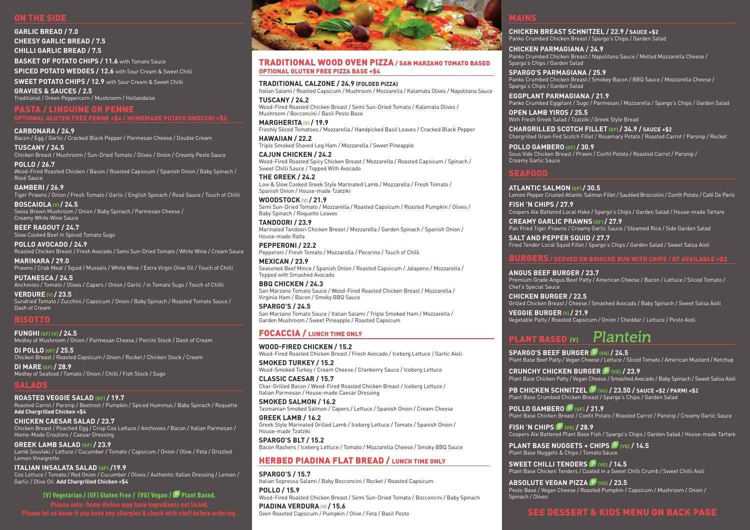## ON THE SIDE

**GARLIC BREAD / 7.0**

**CHEESY GARLIC BREAD / 7.5**

**CHILLI GARLIC BREAD / 7.5**

**BASKET OF POTATO CHIPS / 11.6** with Tomato Sauce

**SPICED POTATO WEDGES / 12.6** with Sour Cream & Sweet Chilli

**SWEET POTATO CHIPS / 12.9** with Sour Cream & Sweet Chilli

**GRAVIES & SAUCES / 2.5**
Traditional / Green Peppercorn / Mushroom / Hollandaise

## PASTA / LINGUINE OR PENNE

OPTIONAL GLUTEN FREE PENNE +$4 / HOMEMADE POTATO GNOCCHI +$2

**CARBONARA / 24.9**
Bacon / Egg / Garlic / Cracked Black Pepper / Parmesan Cheese / Double Cream

**TUSCANY / 24.5**
Chicken Breast / Mushroom / Sun-Dried Tomato / Olives / Onion / Creamy Pesto Sauce

**POLLO / 26.7**
Wood-Fired Roasted Chicken / Bacon / Roasted Capsicum / Spanish Onion / Baby Spinach / Rosé Sauce

**GAMBERI / 26.9**
Tiger Prawns / Onion / Fresh Tomato / Garlic / English Spinach / Rosé Sauce / Touch of Chilli

**BOSCAIOLA (V) / 24.5**
Swiss Brown Mushroom / Onion / Baby Spinach / Parmesan Cheese / Creamy White Wine Sauce

**BEEF RAGOUT / 24.7**
Slow Cooked Beef in Spiced Tomato Sugo

**POLLO AVOCADO / 24.9**
Roasted Chicken Breast / Fresh Avocado / Semi Sun-Dried Tomato / White Wine / Cream Sauce

**MARINARA / 29.0**
Prawns / Crab Meat / Squid / Mussels / White Wine / Extra Virgin Olive Oil / Touch of Chilli

**PUTANESCA / 24.5**
Anchovies / Tomato / Olives / Capers / Onion / Garlic / in Tomato Sugo / Touch of Chilli

**VERDURE (V) / 23.5**
Sundried Tomato / Zucchini / Capsicum / Onion / Baby Spinach / Roasted Tomato Sauce / Dash of Cream

## RISOTTO

**FUNGHI (GF) (V) / 24.5**
Medley of Mushroom / Onion / Parmesan Cheese / Porcini Stock / Dash of Cream

**DI POLLO (GF) / 25.5**
Chicken Breast / Roasted Capsicum / Onion / Rocket / Chicken Stock / Cream

**DI MARE (GF) / 28.9**
Medley of Seafood / Tomato / Onion / Chilli / Fish Stock / Sugo

## SALADS

**ROASTED VEGGIE SALAD (GF) / 19.7**
Roasted Carrot / Parsnip / Beetroot / Pumpkin / Spiced Hummus / Baby Spinach / Roquette
**Add Chargrilled Chicken +$4**

**CHICKEN CAESAR SALAD / 23.7**
Chicken Breast / Poached Egg / Crisp Cos Lettuce / Anchovies / Bacon / Italian Parmesan / Home-Made Croutons / Caesar Dressing

**GREEK LAMB SALAD (GF) / 23.9**
Lamb Souvlaki / Lettuce / Cucumber / Tomato / Capsicum / Onion / Olive / Feta / Drizzled Lemon Vinaigrette

**ITALIAN INSALATA SALAD (GF) /19.9**
Cos Lettuce / Tomato / Red Onion / Cucumber / Olives / Authentic Italian Dressing / Lemon / Garlic / Olive Oil. **Add Chargrilled Chicken +$4**

**(V) Vegetarian / (GF) Gluten Free / (VG) Vegan / (P) Plant Based.**

**Please note: Some dishes may have ingredients not listed.**
**Please let us know if you have any allergies & check with staff before ordering.**

## TRADITIONAL WOOD OVEN PIZZA / SAN MARZANO TOMATO BASED

OPTIONAL GLUTEN FREE PIZZA BASE +$4

**TRADITIONAL CALZONE / 24.9 (FOLDED PIZZA)**
Italian Salami / Roasted Capsicum / Mushroom / Mozzarella / Kalamata Olives / Napolitana Sauce

**TUSCANY / 24.2**
Wood-Fired Roasted Chicken Breast / Semi Sun-Dried Tomato / Kalamata Olives / Mushroom / Bocconcini / Basil Pesto Base

**MARGHERITA (V) / 19.9**
Freshly Sliced Tomatoes / Mozzarella / Handpicked Basil Leaves / Cracked Black Pepper

**HAWAIIAN / 22.2**
Triple Smoked Shaved Leg Ham / Mozzarella / Sweet Pineapple

**CAJUN CHICKEN / 24.2**
Wood-Fired Roasted Spicy Chicken Breast / Mozzarella / Roasted Capsicum / Spinach / Sweet Chilli Sauce / Topped With Avocado

**THE GREEK / 24.2**
Low & Slow Cooked Greek Style Marinated Lamb / Mozzarella / Fresh Tomato / Spanish Onion / House-made Tzatziki

**WOODSTOCK (V) / 21.9**
Semi Sun-Dried Tomato / Mozzarella / Roasted Capsicum / Roasted Pumpkin / Olives / Baby Spinach / Roquette Leaves

**TANDOORI / 23.9**
Marinated Tandoori Chicken Breast / Mozzarella / Garden Spinach / Spanish Onion / House-made Raita

**PEPPERONI / 22.2**
Pepperoni / Fresh Tomato / Mozzarella / Pecorino / Touch of Chilli

**MEXICAN / 23.9**
Seasoned Beef Mince / Spanish Onion / Roasted Capsicum / Jalapeno / Mozzarella / Topped with Smashed Avocado

**BBQ CHICKEN / 24.3**
San Marzano Tomato Sauce / Wood-Fired Roasted Chicken Breast / Mozzarella / Virginia Ham / Bacon / Smoky BBQ Sauce

**SPARGO'S / 24.5**
San Marzano Tomato Sauce / Italian Salami / Triple Smoked Ham / Mozzarella / Garden Mushroom / Sweet Pineapple / Roasted Capsicum

## FOCACCIA / LUNCH TIME ONLY

**WOOD-FIRED CHICKEN / 15.2**
Wood-Fired Roasted Chicken Breast / Fresh Avocado / Iceberg Lettuce / Garlic Aioli

**SMOKED TURKEY / 15.2**
Wood-Smoked Turkey / Cream Cheese / Cranberry Sauce / Iceberg Lettuce

**CLASSIC CAESAR / 15.7**
Char-Grilled Bacon / Wood-Fired Roasted Chicken Breast / Iceberg Lettuce / Italian Parmesan / House-made Caesar Dressing

**SMOKED SALMON / 16.2**
Tasmanian Smoked Salmon / Capers / Lettuce / Spanish Onion / Cream Cheese

**GREEK LAMB / 16.2**
Greek Style Marinated Grilled Lamb / Iceberg Lettuce / Tomato / Spanish Onion / House-made Tzatziki

**SPARGO'S BLT / 15.2**
Bacon Rashers / Iceberg Lettuce / Tomato / Mozzarella Cheese / Smoky BBQ Sauce

## HERBED PIADINA FLAT BREAD / LUNCH TIME ONLY

**SPARGO'S / 15.7**
Italian Sopressa Salami / Baby Bocconcini / Rocket / Roasted Capsicum

**POLLO / 15.9**
Wood-Fired Roasted Chicken Breast / Semi Sun-Dried Tomato / Bocconcini / Baby Spinach

**PIADINA VERDURA (V) / 15.6**
Oven Roasted Capsicum / Pumpkin / Olive / Feta / Basil Pesto

## MAINS

**CHICKEN BREAST SCHNITZEL / 22.9 / SAUCE +$2**
Panko Crumbed Chicken Breast / Spargo's Chips / Garden Salad

**CHICKEN PARMAGIANA / 24.9**
Panko Crumbed Chicken Breast / Napolitana Sauce / Melted Mozzarella Cheese / Spargo's Chips / Garden Salad

**SPARGO'S PARMAGIANA / 25.9**
Panko Crumbed Chicken Breast / Smokey Bacon / BBQ Sauce / Mozzarella Cheese / Spargo's Chips / Garden Salad

**EGGPLANT PARMAGIANA / 21.9**
Panko Crumbed Eggplant / Sugo / Parmesan / Mozzarella / Spargo's Chips / Garden Salad

**OPEN LAMB YIROS / 25.5**
With Fresh Greek Salad / Tzatziki / Greek Style Bread

**CHARGRILLED SCOTCH FILLET (GF) / 34.9 / SAUCE +$2**
Chargrilled Grain Fed Scotch Fillet / Rosemary Potato / Roasted Carrot / Parsnip / Rocket

**POLLO GAMBERO (GF) / 30.9**
Sous Vide Chicken Breast / Prawn / Confit Potato / Roasted Carrot / Parsnip / Creamy Garlic Sauce

## SEAFOOD

**ATLANTIC SALMON (GF) / 30.5**
Lemon Pepper Crusted Atlantic Salmon Fillet / Sautéed Broccolini / Confit Potato / Café De Paris

**FISH 'N CHIPS / 27.9**
Coopers Ale Battered Local Hake / Spargo's Chips / Garden Salad / House-made Tartare

**CREAMY GARLIC PRAWNS (GF) / 27.9**
Pan Fried Tiger Prawns / Creamy Garlic Sauce / Steamed Rice / Side Garden Salad

**SALT AND PEPPER SQUID / 27.7**
Fried Tender Local Squid Fillet / Spargo's Chips / Garden Salad / Sweet Salsa Aioli

## BURGERS / SERVED ON BRIOCHE BUN WITH CHIPS / GF AVAILABLE +$2

**ANGUS BEEF BURGER / 23.7**
Premium Grade Angus Beef Patty / American Cheese / Bacon / Lettuce / Sliced Tomato / Chef's Special Sauce

**CHICKEN BURGER / 22.5**
Grilled Chicken Breast / Cheese / Smashed Avocado / Baby Spinach / Sweet Salsa Aioli

**VEGGIE BURGER (V) / 21.9**
Vegetable Patty / Roasted Capsicum / Onion / Cheddar / Lettuce / Pesto Aioli

## PLANT BASED (V) *Planteín*

**SPARGO'S BEEF BURGER (P) (VG) / 24.5**
Plant Base Beef Patty / Vegan Cheese / Lettuce / Sliced Tomato / American Mustard / Ketchup

**CRUNCHY CHICKEN BURGER (P) (VG) / 23.9**
Plant Base Chicken Patty / Vegan Cheese / Smashed Avocado / Baby Spinach / Sweet Salsa Aioli

**PB CHICKEN SCHNITZEL (P) (VG) / 23.50 / SAUCE +$2 / PARMI +$2**
Plant Base Crumbed Chicken Breast / Spargo's Chips / Garden Salad

**POLLO GAMBERO (P) (GF) / 21.9**
Plant Base Chicken Breast / Confit Potato / Roasted Carrot / Parsnip / Creamy Garlic Sauce

**FISH 'N CHIPS (P) (VG) / 28.9**
Coopers Ale Battered Plant Base Fish / Spargo's Chips / Garden Salad / House-made Tartare

**PLANT BASE NUGGETS + CHIPS (P) (VG) / 14.5**
Plant Base Nuggets & Chips / Tomato Sauce

**SWEET CHILLI TENDERS (P) (VG) / 14.5**
Plant Base Chicken Tenders / Coated in a Sweet Chilli Crumb / Sweet Chilli Aioli

**ABSOLUTE VEGAN PIZZA (P) (VG) / 23.5**
Pesto Base / Vegan Cheese / Roasted Pumpkin / Capsicum / Mushroom / Onion / Spinach / Olives

**SEE DESSERT & KIDS MENU ON BACK PAGE**